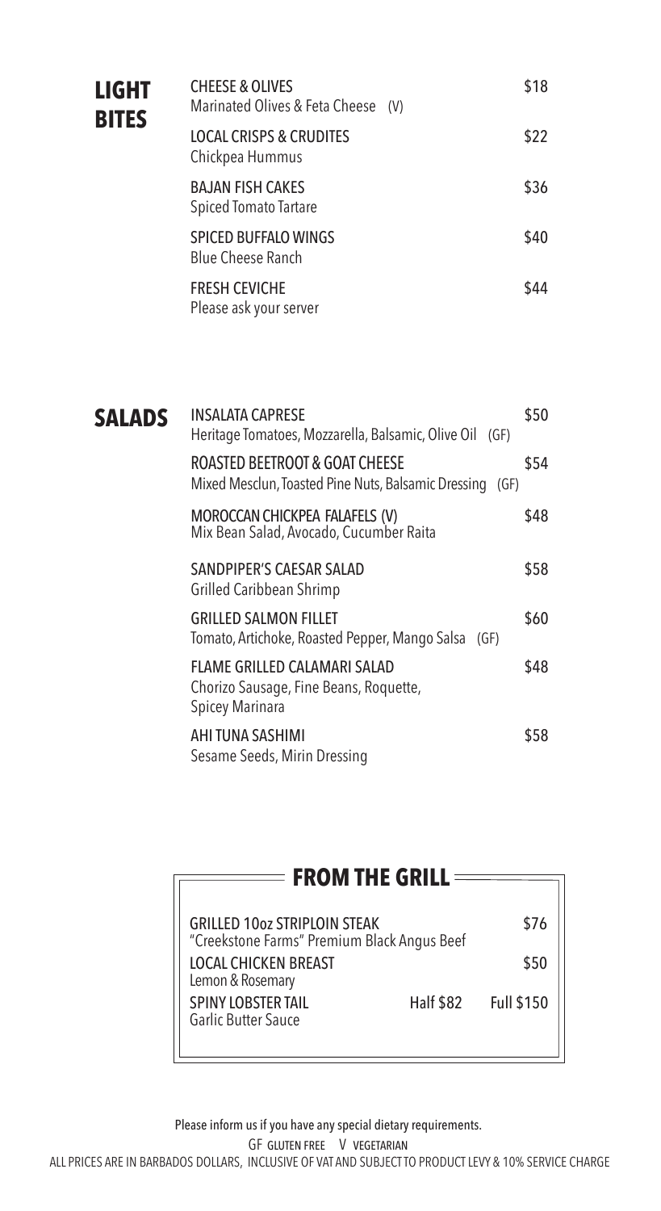## LIGHT BITES

**CHEESE & OLIVES** — $18
Marinated Olives & Feta Cheese (V)

**LOCAL CRISPS & CRUDITES** — $22
Chickpea Hummus

**BAJAN FISH CAKES** — $36
Spiced Tomato Tartare

**SPICED BUFFALO WINGS** — $40
Blue Cheese Ranch

**FRESH CEVICHE** — $44
Please ask your server

## SALADS

**INSALATA CAPRESE** — $50
Heritage Tomatoes, Mozzarella, Balsamic, Olive Oil (GF)

**ROASTED BEETROOT & GOAT CHEESE** — $54
Mixed Mesclun, Toasted Pine Nuts, Balsamic Dressing (GF)

**MOROCCAN CHICKPEA FALAFELS (V)** — $48
Mix Bean Salad, Avocado, Cucumber Raita

**SANDPIPER'S CAESAR SALAD** — $58
Grilled Caribbean Shrimp

**GRILLED SALMON FILLET** — $60
Tomato, Artichoke, Roasted Pepper, Mango Salsa (GF)

**FLAME GRILLED CALAMARI SALAD** — $48
Chorizo Sausage, Fine Beans, Roquette, Spicey Marinara

**AHI TUNA SASHIMI** — $58
Sesame Seeds, Mirin Dressing

## FROM THE GRILL

**GRILLED 10oz STRIPLOIN STEAK** — $76
"Creekstone Farms" Premium Black Angus Beef

**LOCAL CHICKEN BREAST** — $50
Lemon & Rosemary

**SPINY LOBSTER TAIL** — Half $82 | Full $150
Garlic Butter Sauce

Please inform us if you have any special dietary requirements.

GF GLUTEN FREE V VEGETARIAN

ALL PRICES ARE IN BARBADOS DOLLARS, INCLUSIVE OF VAT AND SUBJECT TO PRODUCT LEVY & 10% SERVICE CHARGE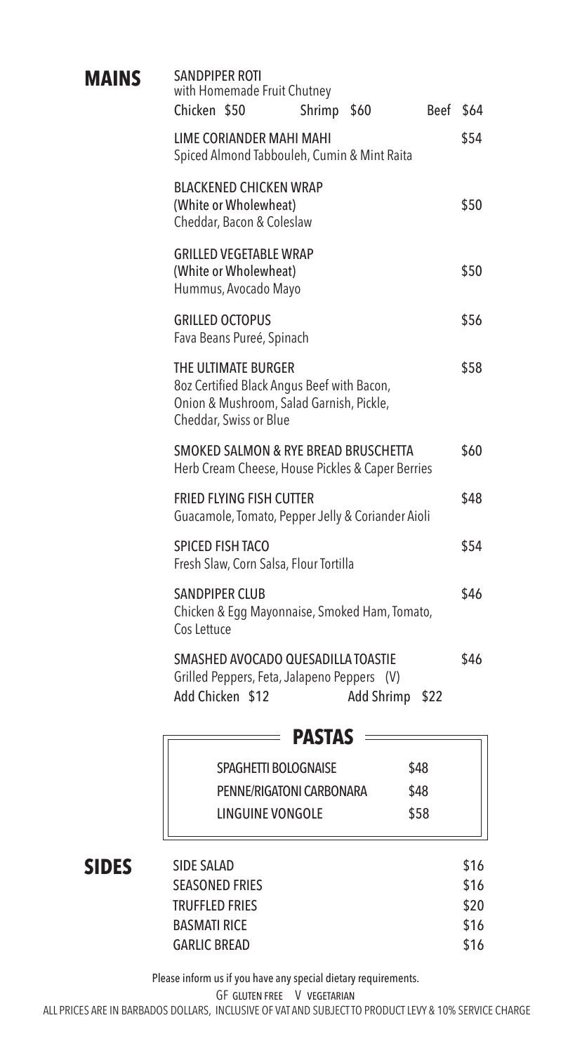## MAINS

**SANDPIPER ROTI**
with Homemade Fruit Chutney
Chicken $50 Shrimp $60 Beef $64

**LIME CORIANDER MAHI MAHI** $54
Spiced Almond Tabbouleh, Cumin & Mint Raita

**BLACKENED CHICKEN WRAP** $50
(White or Wholewheat)
Cheddar, Bacon & Coleslaw

**GRILLED VEGETABLE WRAP** $50
(White or Wholewheat)
Hummus, Avocado Mayo

**GRILLED OCTOPUS** $56
Fava Beans Pureé, Spinach

**THE ULTIMATE BURGER** $58
8oz Certified Black Angus Beef with Bacon, Onion & Mushroom, Salad Garnish, Pickle, Cheddar, Swiss or Blue

**SMOKED SALMON & RYE BREAD BRUSCHETTA** $60
Herb Cream Cheese, House Pickles & Caper Berries

**FRIED FLYING FISH CUTTER** $48
Guacamole, Tomato, Pepper Jelly & Coriander Aioli

**SPICED FISH TACO** $54
Fresh Slaw, Corn Salsa, Flour Tortilla

**SANDPIPER CLUB** $46
Chicken & Egg Mayonnaise, Smoked Ham, Tomato, Cos Lettuce

**SMASHED AVOCADO QUESADILLA TOASTIE** $46
Grilled Peppers, Feta, Jalapeno Peppers (V)
Add Chicken $12 Add Shrimp $22

## PASTAS

| | |
|---|---|
| SPAGHETTI BOLOGNAISE | $48 |
| PENNE/RIGATONI CARBONARA | $48 |
| LINGUINE VONGOLE | $58 |

## SIDES

| | |
|---|---|
| SIDE SALAD | $16 |
| SEASONED FRIES | $16 |
| TRUFFLED FRIES | $20 |
| BASMATI RICE | $16 |
| GARLIC BREAD | $16 |

Please inform us if you have any special dietary requirements.

GF GLUTEN FREE V VEGETARIAN

ALL PRICES ARE IN BARBADOS DOLLARS, INCLUSIVE OF VAT AND SUBJECT TO PRODUCT LEVY & 10% SERVICE CHARGE